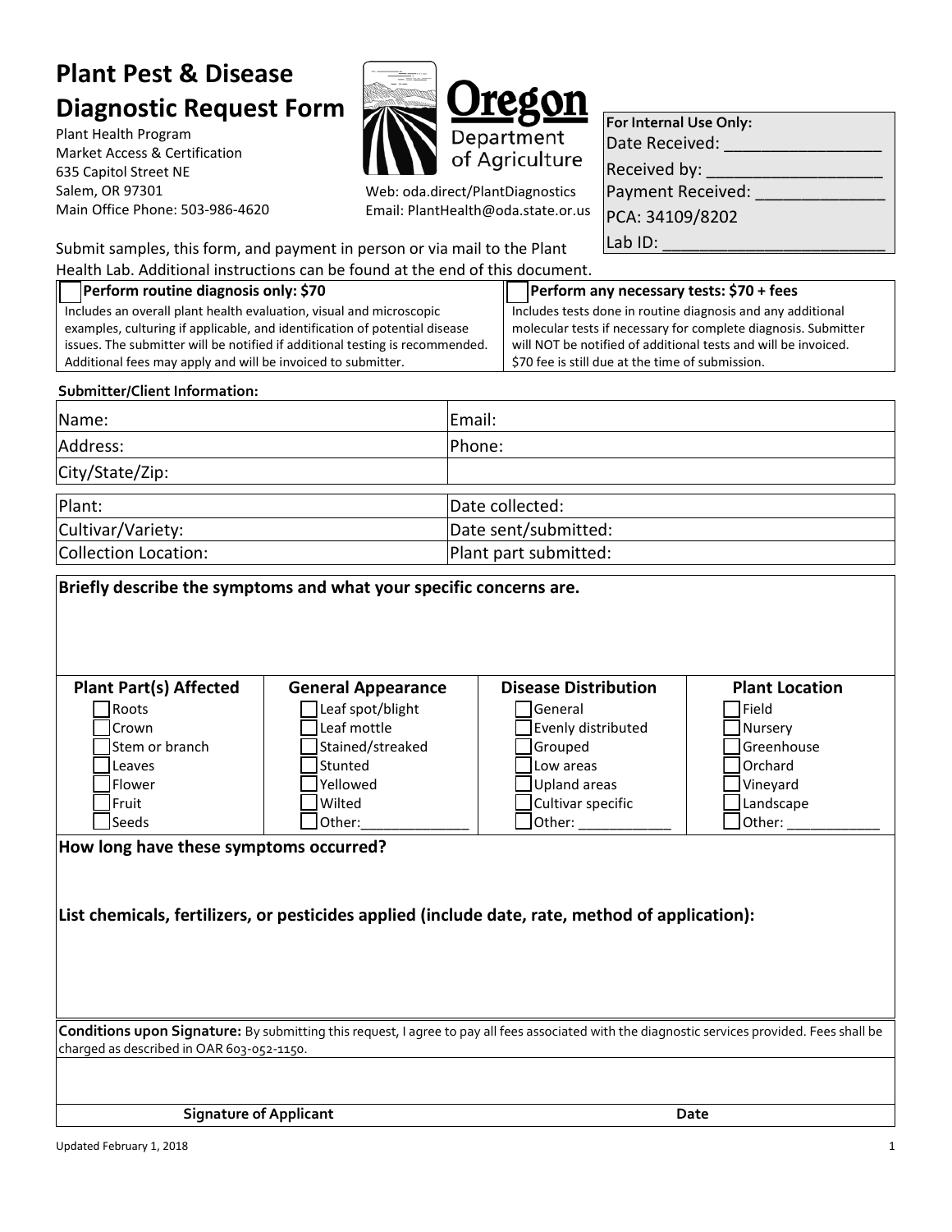# Plant Pest & Disease Diagnostic Request Form

Plant Health Program
Market Access & Certification
635 Capitol Street NE
Salem, OR 97301
Main Office Phone: 503-986-4620

**Oregon** Department of Agriculture

Web: oda.direct/PlantDiagnostics
Email: PlantHealth@oda.state.or.us

| **For Internal Use Only:** |
|---|
| Date Received: ________________ |
| Received by: __________________ |
| Payment Received: _____________ |
| PCA: 34109/8202 |
| Lab ID: _______________________ |

Submit samples, this form, and payment in person or via mail to the Plant Health Lab. Additional instructions can be found at the end of this document.

| ☐ **Perform routine diagnosis only: $70** | ☐ **Perform any necessary tests: $70 + fees** |
|---|---|
| Includes an overall plant health evaluation, visual and microscopic examples, culturing if applicable, and identification of potential disease issues. The submitter will be notified if additional testing is recommended. Additional fees may apply and will be invoiced to submitter. | Includes tests done in routine diagnosis and any additional molecular tests if necessary for complete diagnosis. Submitter will NOT be notified of additional tests and will be invoiced. $70 fee is still due at the time of submission. |

**Submitter/Client Information:**

| | |
|---|---|
| Name: | Email: |
| Address: | Phone: |
| City/State/Zip: | |

| | |
|---|---|
| Plant: | Date collected: |
| Cultivar/Variety: | Date sent/submitted: |
| Collection Location: | Plant part submitted: |

**Briefly describe the symptoms and what your specific concerns are.**

| **Plant Part(s) Affected** | **General Appearance** | **Disease Distribution** | **Plant Location** |
|---|---|---|---|
| ☐ Roots | ☐ Leaf spot/blight | ☐ General | ☐ Field |
| ☐ Crown | ☐ Leaf mottle | ☐ Evenly distributed | ☐ Nursery |
| ☐ Stem or branch | ☐ Stained/streaked | ☐ Grouped | ☐ Greenhouse |
| ☐ Leaves | ☐ Stunted | ☐ Low areas | ☐ Orchard |
| ☐ Flower | ☐ Yellowed | ☐ Upland areas | ☐ Vineyard |
| ☐ Fruit | ☐ Wilted | ☐ Cultivar specific | ☐ Landscape |
| ☐ Seeds | ☐ Other:______________ | ☐ Other: ____________ | ☐ Other: ____________ |

**How long have these symptoms occurred?**

**List chemicals, fertilizers, or pesticides applied (include date, rate, method of application):**

**Conditions upon Signature:** By submitting this request, I agree to pay all fees associated with the diagnostic services provided. Fees shall be charged as described in OAR 603-052-1150.

| **Signature of Applicant** | **Date** |
|---|---|

Updated February 1, 2018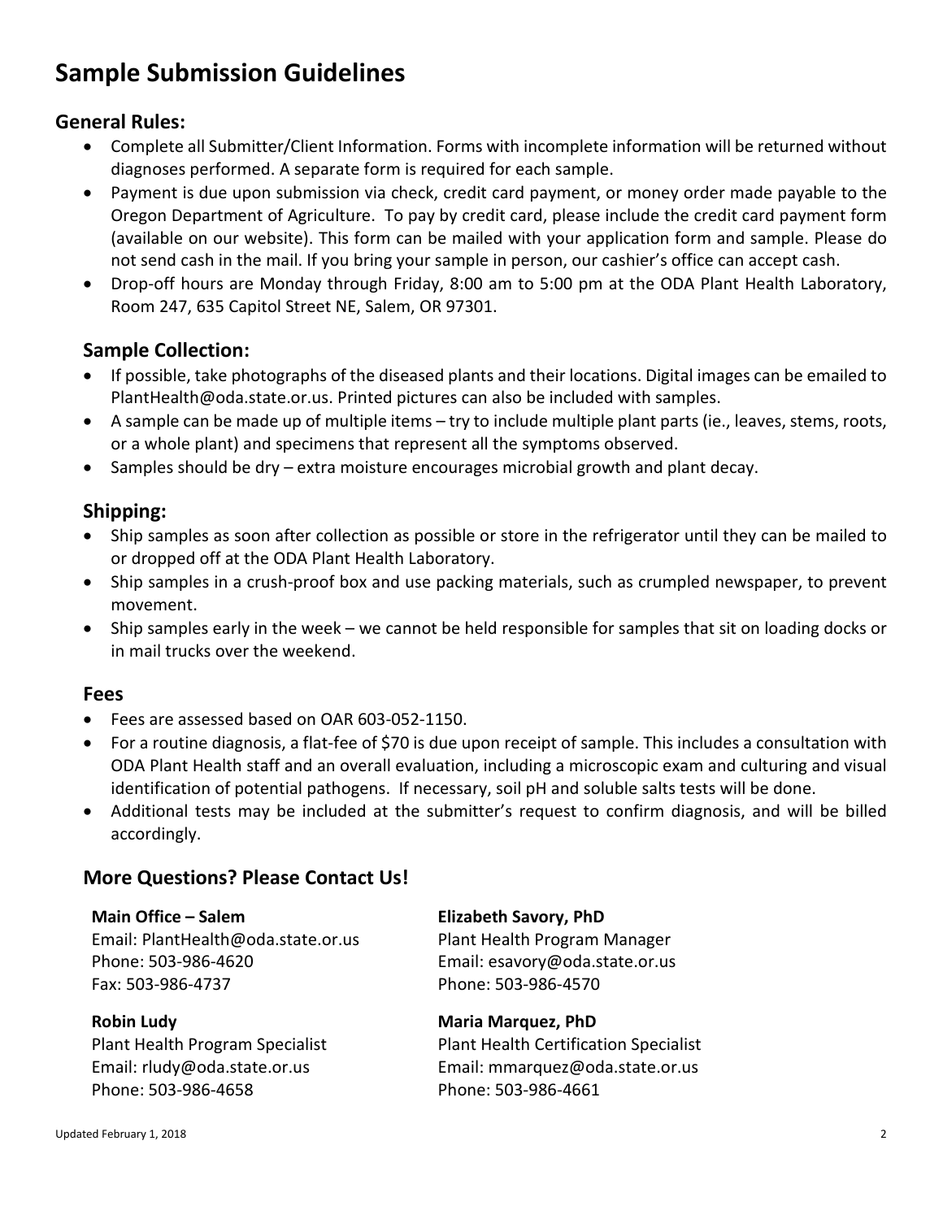# Sample Submission Guidelines

## General Rules:

- Complete all Submitter/Client Information. Forms with incomplete information will be returned without diagnoses performed. A separate form is required for each sample.
- Payment is due upon submission via check, credit card payment, or money order made payable to the Oregon Department of Agriculture. To pay by credit card, please include the credit card payment form (available on our website). This form can be mailed with your application form and sample. Please do not send cash in the mail. If you bring your sample in person, our cashier's office can accept cash.
- Drop-off hours are Monday through Friday, 8:00 am to 5:00 pm at the ODA Plant Health Laboratory, Room 247, 635 Capitol Street NE, Salem, OR 97301.

## Sample Collection:

- If possible, take photographs of the diseased plants and their locations. Digital images can be emailed to PlantHealth@oda.state.or.us. Printed pictures can also be included with samples.
- A sample can be made up of multiple items – try to include multiple plant parts (ie., leaves, stems, roots, or a whole plant) and specimens that represent all the symptoms observed.
- Samples should be dry – extra moisture encourages microbial growth and plant decay.

## Shipping:

- Ship samples as soon after collection as possible or store in the refrigerator until they can be mailed to or dropped off at the ODA Plant Health Laboratory.
- Ship samples in a crush-proof box and use packing materials, such as crumpled newspaper, to prevent movement.
- Ship samples early in the week – we cannot be held responsible for samples that sit on loading docks or in mail trucks over the weekend.

## Fees

- Fees are assessed based on OAR 603-052-1150.
- For a routine diagnosis, a flat-fee of $70 is due upon receipt of sample. This includes a consultation with ODA Plant Health staff and an overall evaluation, including a microscopic exam and culturing and visual identification of potential pathogens. If necessary, soil pH and soluble salts tests will be done.
- Additional tests may be included at the submitter's request to confirm diagnosis, and will be billed accordingly.

## More Questions? Please Contact Us!

**Main Office – Salem**
Email: PlantHealth@oda.state.or.us
Phone: 503-986-4620
Fax: 503-986-4737

**Robin Ludy**
Plant Health Program Specialist
Email: rludy@oda.state.or.us
Phone: 503-986-4658

**Elizabeth Savory, PhD**
Plant Health Program Manager
Email: esavory@oda.state.or.us
Phone: 503-986-4570

**Maria Marquez, PhD**
Plant Health Certification Specialist
Email: mmarquez@oda.state.or.us
Phone: 503-986-4661

Updated February 1, 2018